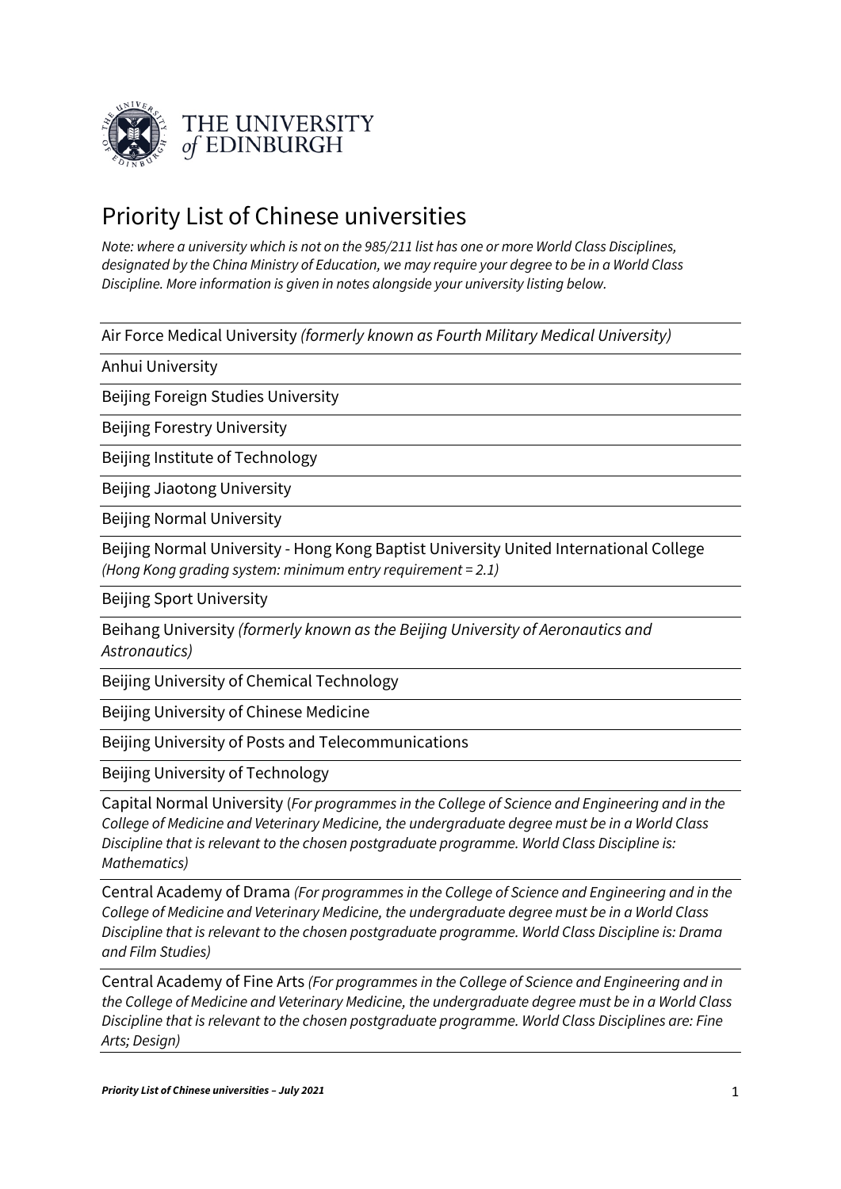# Priority List of Chinese universities

*Note: where a university which is not on the 985/211 list has one or more World Class Disciplines, designated by the China Ministry of Education, we may require your degree to be in a World Class Discipline. More information is given in notes alongside your university listing below.*

Air Force Medical University *(formerly known as Fourth Military Medical University)*

Anhui University

Beijing Foreign Studies University

Beijing Forestry University

Beijing Institute of Technology

Beijing Jiaotong University

Beijing Normal University

Beijing Normal University - Hong Kong Baptist University United International College *(Hong Kong grading system: minimum entry requirement = 2.1)*

Beijing Sport University

Beihang University *(formerly known as the Beijing University of Aeronautics and Astronautics)*

Beijing University of Chemical Technology

Beijing University of Chinese Medicine

Beijing University of Posts and Telecommunications

Beijing University of Technology

Capital Normal University (*For programmes in the College of Science and Engineering and in the College of Medicine and Veterinary Medicine, the undergraduate degree must be in a World Class Discipline that is relevant to the chosen postgraduate programme. World Class Discipline is: Mathematics)*

Central Academy of Drama *(For programmes in the College of Science and Engineering and in the College of Medicine and Veterinary Medicine, the undergraduate degree must be in a World Class Discipline that is relevant to the chosen postgraduate programme. World Class Discipline is: Drama and Film Studies)*

Central Academy of Fine Arts *(For programmes in the College of Science and Engineering and in the College of Medicine and Veterinary Medicine, the undergraduate degree must be in a World Class Discipline that is relevant to the chosen postgraduate programme. World Class Disciplines are: Fine Arts; Design)*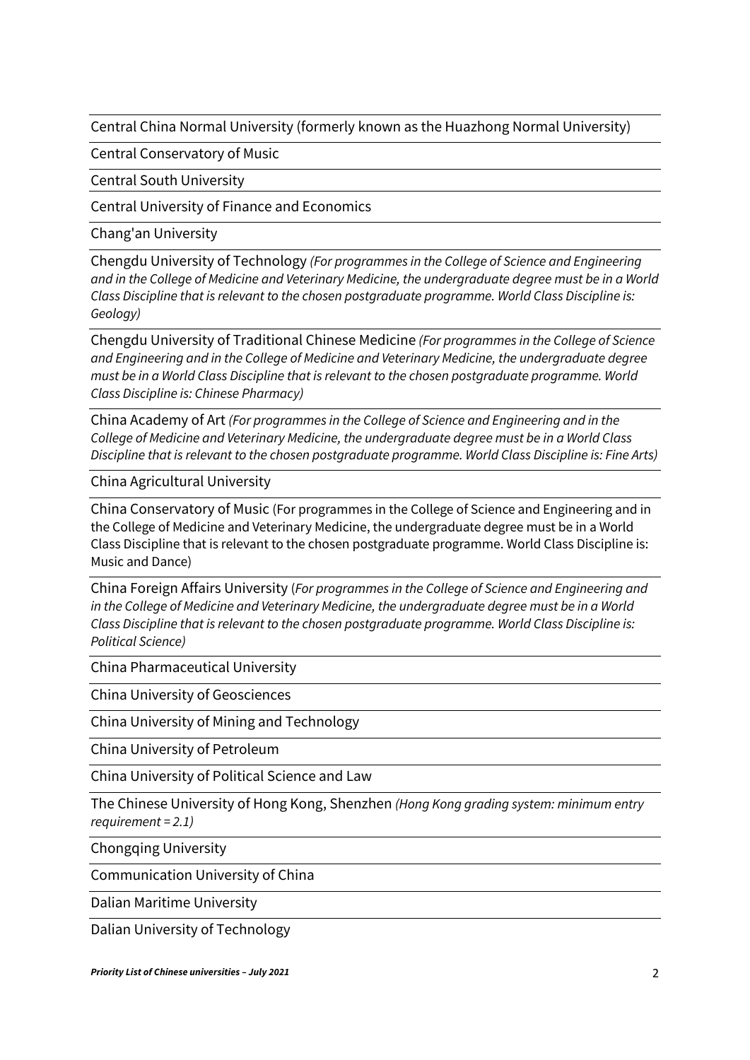Central China Normal University (formerly known as the Huazhong Normal University)

Central Conservatory of Music

Central South University

Central University of Finance and Economics

Chang'an University

Chengdu University of Technology *(For programmes in the College of Science and Engineering and in the College of Medicine and Veterinary Medicine, the undergraduate degree must be in a World Class Discipline that is relevant to the chosen postgraduate programme. World Class Discipline is: Geology)*

Chengdu University of Traditional Chinese Medicine *(For programmes in the College of Science and Engineering and in the College of Medicine and Veterinary Medicine, the undergraduate degree must be in a World Class Discipline that is relevant to the chosen postgraduate programme. World Class Discipline is: Chinese Pharmacy)*

China Academy of Art *(For programmes in the College of Science and Engineering and in the College of Medicine and Veterinary Medicine, the undergraduate degree must be in a World Class Discipline that is relevant to the chosen postgraduate programme. World Class Discipline is: Fine Arts)*

China Agricultural University

China Conservatory of Music (For programmes in the College of Science and Engineering and in the College of Medicine and Veterinary Medicine, the undergraduate degree must be in a World Class Discipline that is relevant to the chosen postgraduate programme. World Class Discipline is: Music and Dance)

China Foreign Affairs University (*For programmes in the College of Science and Engineering and in the College of Medicine and Veterinary Medicine, the undergraduate degree must be in a World Class Discipline that is relevant to the chosen postgraduate programme. World Class Discipline is: Political Science)*

China Pharmaceutical University

China University of Geosciences

China University of Mining and Technology

China University of Petroleum

China University of Political Science and Law

The Chinese University of Hong Kong, Shenzhen *(Hong Kong grading system: minimum entry requirement = 2.1)*

Chongqing University

Communication University of China

Dalian Maritime University

Dalian University of Technology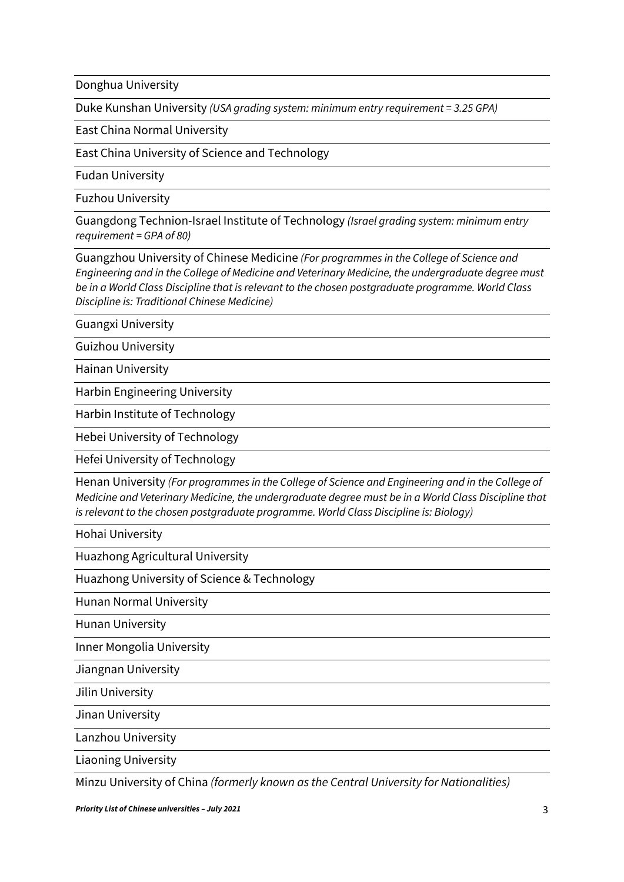Donghua University

Duke Kunshan University *(USA grading system: minimum entry requirement = 3.25 GPA)*

East China Normal University

East China University of Science and Technology

Fudan University

Fuzhou University

Guangdong Technion-Israel Institute of Technology *(Israel grading system: minimum entry requirement = GPA of 80)*

Guangzhou University of Chinese Medicine *(For programmes in the College of Science and Engineering and in the College of Medicine and Veterinary Medicine, the undergraduate degree must be in a World Class Discipline that is relevant to the chosen postgraduate programme. World Class Discipline is: Traditional Chinese Medicine)*

Guangxi University

Guizhou University

Hainan University

Harbin Engineering University

Harbin Institute of Technology

Hebei University of Technology

Hefei University of Technology

Henan University *(For programmes in the College of Science and Engineering and in the College of Medicine and Veterinary Medicine, the undergraduate degree must be in a World Class Discipline that is relevant to the chosen postgraduate programme. World Class Discipline is: Biology)*

Hohai University

Huazhong Agricultural University

Huazhong University of Science & Technology

Hunan Normal University

Hunan University

Inner Mongolia University

Jiangnan University

Jilin University

Jinan University

Lanzhou University

Liaoning University

Minzu University of China *(formerly known as the Central University for Nationalities)*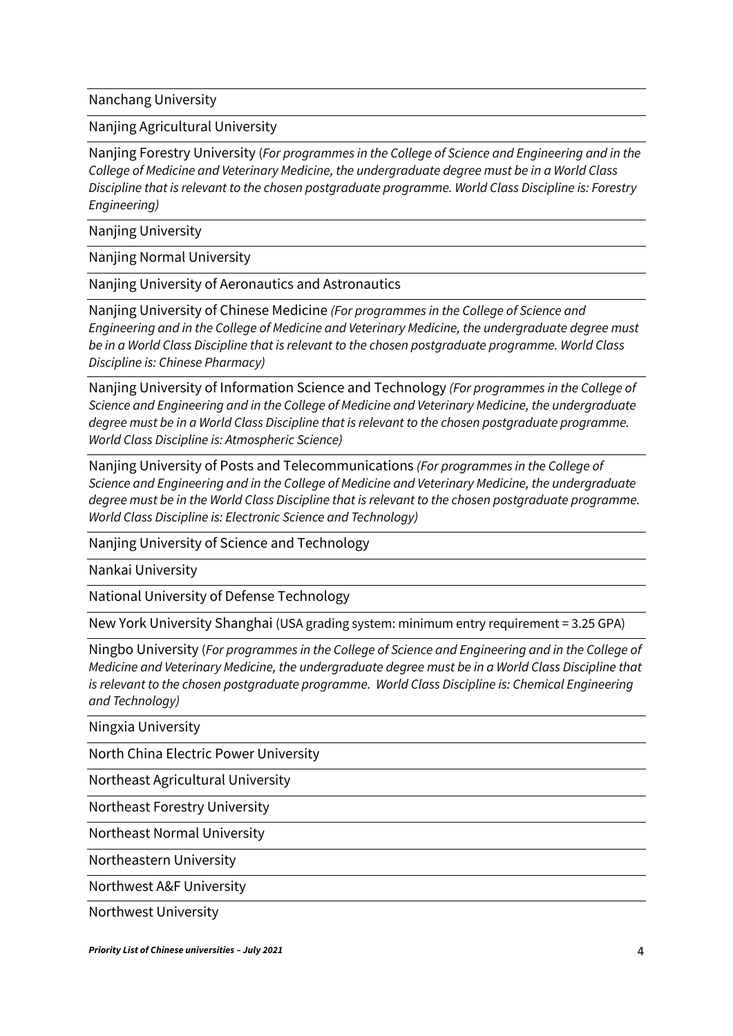Nanchang University

Nanjing Agricultural University

Nanjing Forestry University (*For programmes in the College of Science and Engineering and in the College of Medicine and Veterinary Medicine, the undergraduate degree must be in a World Class Discipline that is relevant to the chosen postgraduate programme. World Class Discipline is: Forestry Engineering)*

Nanjing University

Nanjing Normal University

Nanjing University of Aeronautics and Astronautics

Nanjing University of Chinese Medicine *(For programmes in the College of Science and Engineering and in the College of Medicine and Veterinary Medicine, the undergraduate degree must be in a World Class Discipline that is relevant to the chosen postgraduate programme. World Class Discipline is: Chinese Pharmacy)*

Nanjing University of Information Science and Technology *(For programmes in the College of Science and Engineering and in the College of Medicine and Veterinary Medicine, the undergraduate degree must be in a World Class Discipline that is relevant to the chosen postgraduate programme. World Class Discipline is: Atmospheric Science)*

Nanjing University of Posts and Telecommunications *(For programmes in the College of Science and Engineering and in the College of Medicine and Veterinary Medicine, the undergraduate degree must be in the World Class Discipline that is relevant to the chosen postgraduate programme. World Class Discipline is: Electronic Science and Technology)*

Nanjing University of Science and Technology

Nankai University

National University of Defense Technology

New York University Shanghai (USA grading system: minimum entry requirement = 3.25 GPA)

Ningbo University (*For programmes in the College of Science and Engineering and in the College of Medicine and Veterinary Medicine, the undergraduate degree must be in a World Class Discipline that is relevant to the chosen postgraduate programme. World Class Discipline is: Chemical Engineering and Technology)*

Ningxia University

North China Electric Power University

Northeast Agricultural University

Northeast Forestry University

Northeast Normal University

Northeastern University

Northwest A&F University

Northwest University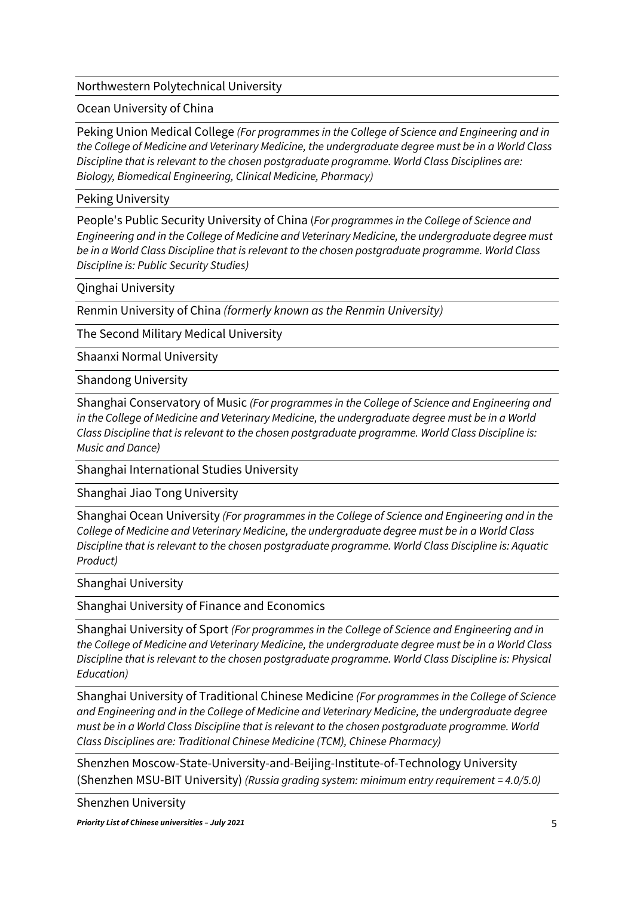Northwestern Polytechnical University

Ocean University of China

Peking Union Medical College *(For programmes in the College of Science and Engineering and in the College of Medicine and Veterinary Medicine, the undergraduate degree must be in a World Class Discipline that is relevant to the chosen postgraduate programme. World Class Disciplines are: Biology, Biomedical Engineering, Clinical Medicine, Pharmacy)*

Peking University

People's Public Security University of China (*For programmes in the College of Science and Engineering and in the College of Medicine and Veterinary Medicine, the undergraduate degree must be in a World Class Discipline that is relevant to the chosen postgraduate programme. World Class Discipline is: Public Security Studies)*

Qinghai University

Renmin University of China *(formerly known as the Renmin University)*

The Second Military Medical University

Shaanxi Normal University

Shandong University

Shanghai Conservatory of Music *(For programmes in the College of Science and Engineering and in the College of Medicine and Veterinary Medicine, the undergraduate degree must be in a World Class Discipline that is relevant to the chosen postgraduate programme. World Class Discipline is: Music and Dance)*

Shanghai International Studies University

Shanghai Jiao Tong University

Shanghai Ocean University *(For programmes in the College of Science and Engineering and in the College of Medicine and Veterinary Medicine, the undergraduate degree must be in a World Class Discipline that is relevant to the chosen postgraduate programme. World Class Discipline is: Aquatic Product)*

Shanghai University

Shanghai University of Finance and Economics

Shanghai University of Sport *(For programmes in the College of Science and Engineering and in the College of Medicine and Veterinary Medicine, the undergraduate degree must be in a World Class Discipline that is relevant to the chosen postgraduate programme. World Class Discipline is: Physical Education)*

Shanghai University of Traditional Chinese Medicine *(For programmes in the College of Science and Engineering and in the College of Medicine and Veterinary Medicine, the undergraduate degree must be in a World Class Discipline that is relevant to the chosen postgraduate programme. World Class Disciplines are: Traditional Chinese Medicine (TCM), Chinese Pharmacy)*

Shenzhen Moscow-State-University-and-Beijing-Institute-of-Technology University (Shenzhen MSU-BIT University) *(Russia grading system: minimum entry requirement = 4.0/5.0)*

Shenzhen University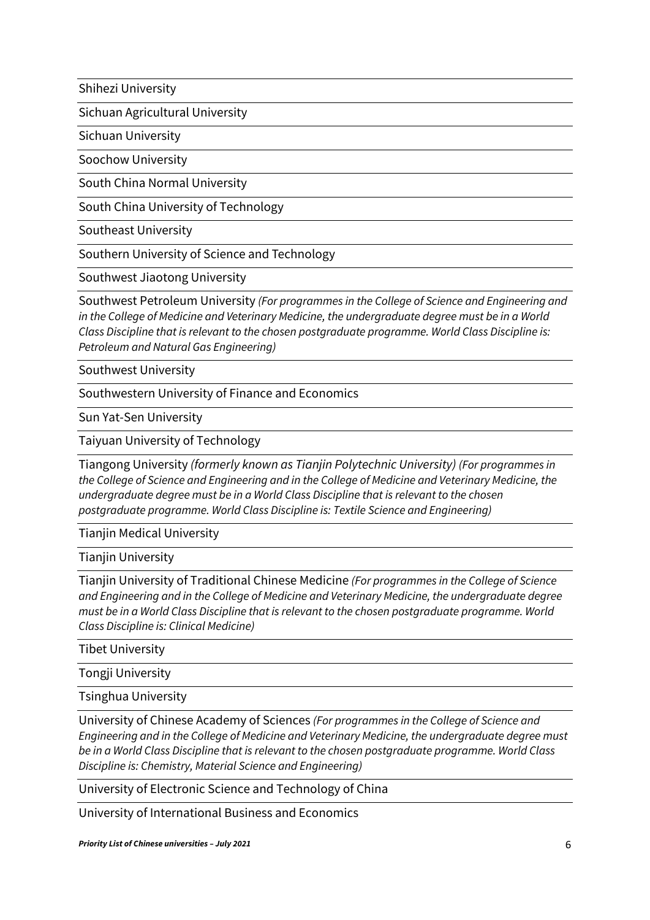Shihezi University

Sichuan Agricultural University

Sichuan University

Soochow University

South China Normal University

South China University of Technology

Southeast University

Southern University of Science and Technology

Southwest Jiaotong University

Southwest Petroleum University *(For programmes in the College of Science and Engineering and in the College of Medicine and Veterinary Medicine, the undergraduate degree must be in a World Class Discipline that is relevant to the chosen postgraduate programme. World Class Discipline is: Petroleum and Natural Gas Engineering)*

Southwest University

Southwestern University of Finance and Economics

Sun Yat-Sen University

Taiyuan University of Technology

Tiangong University *(formerly known as Tianjin Polytechnic University) (For programmes in the College of Science and Engineering and in the College of Medicine and Veterinary Medicine, the undergraduate degree must be in a World Class Discipline that is relevant to the chosen postgraduate programme. World Class Discipline is: Textile Science and Engineering)*

Tianjin Medical University

Tianjin University

Tianjin University of Traditional Chinese Medicine *(For programmes in the College of Science and Engineering and in the College of Medicine and Veterinary Medicine, the undergraduate degree must be in a World Class Discipline that is relevant to the chosen postgraduate programme. World Class Discipline is: Clinical Medicine)*

Tibet University

Tongji University

Tsinghua University

University of Chinese Academy of Sciences *(For programmes in the College of Science and Engineering and in the College of Medicine and Veterinary Medicine, the undergraduate degree must be in a World Class Discipline that is relevant to the chosen postgraduate programme. World Class Discipline is: Chemistry, Material Science and Engineering)*

University of Electronic Science and Technology of China

University of International Business and Economics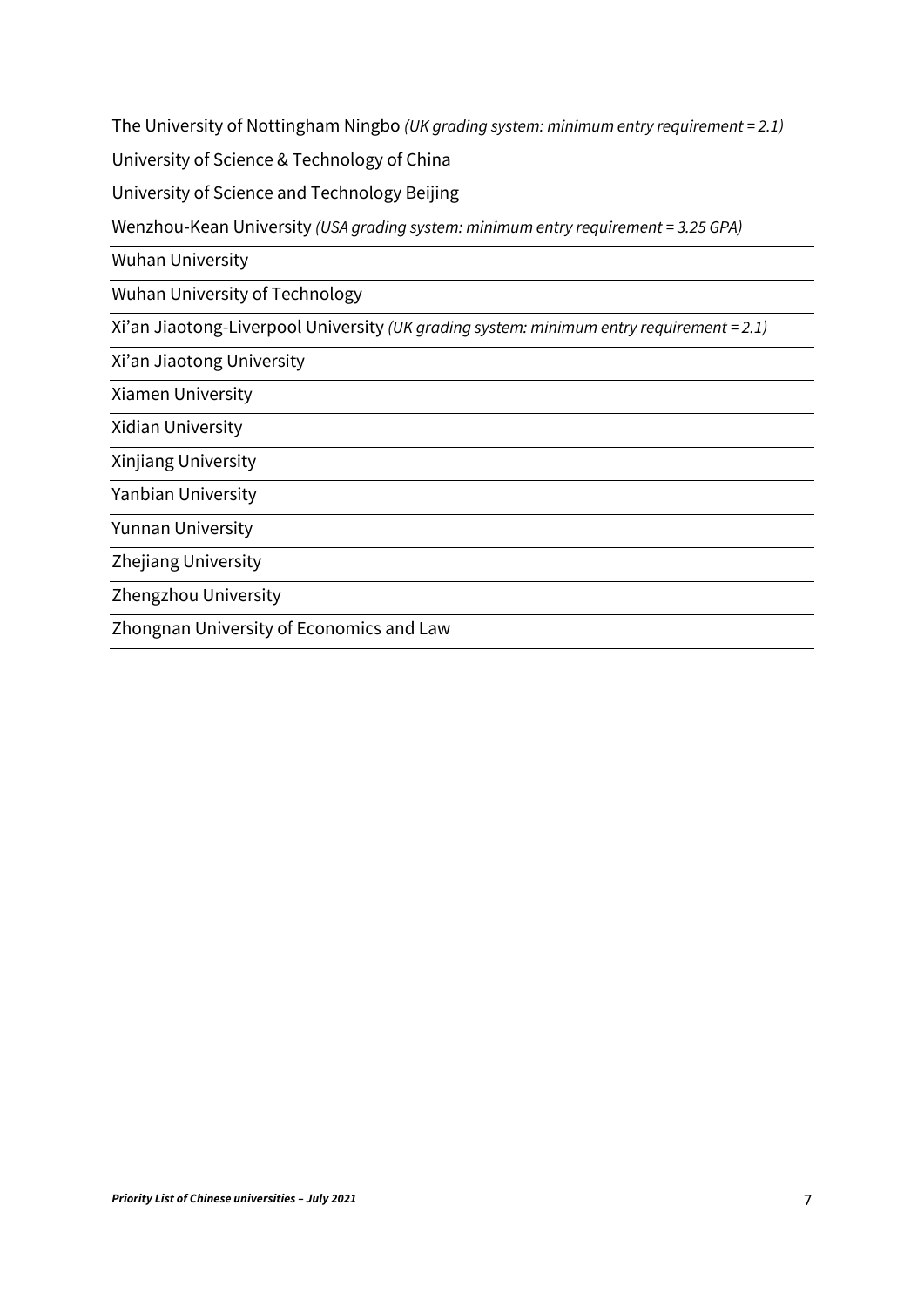| |
|---|
| The University of Nottingham Ningbo *(UK grading system: minimum entry requirement = 2.1)* |
| University of Science & Technology of China |
| University of Science and Technology Beijing |
| Wenzhou-Kean University *(USA grading system: minimum entry requirement = 3.25 GPA)* |
| Wuhan University |
| Wuhan University of Technology |
| Xi'an Jiaotong-Liverpool University *(UK grading system: minimum entry requirement = 2.1)* |
| Xi'an Jiaotong University |
| Xiamen University |
| Xidian University |
| Xinjiang University |
| Yanbian University |
| Yunnan University |
| Zhejiang University |
| Zhengzhou University |
| Zhongnan University of Economics and Law |